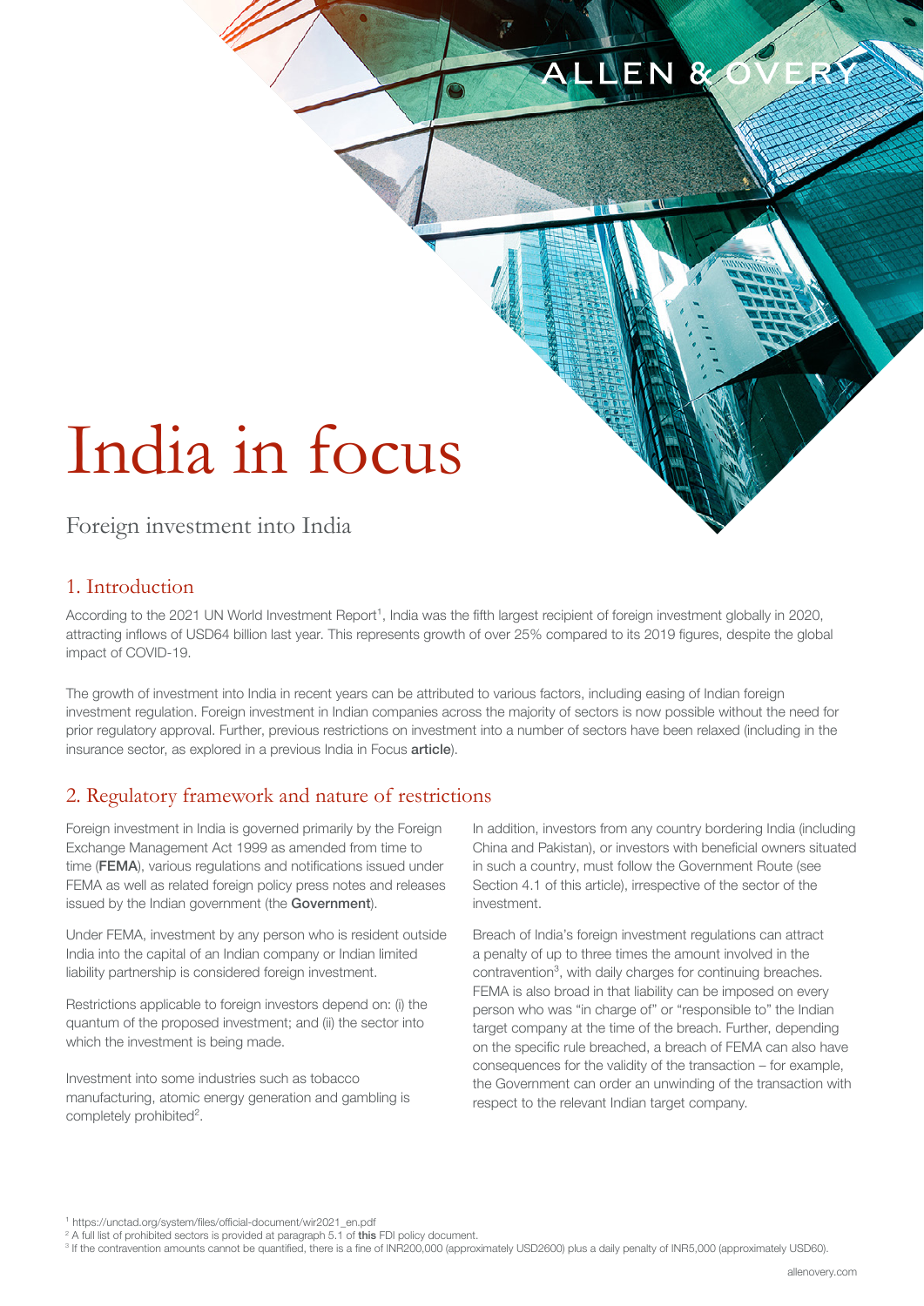# India in focus

Foreign investment into India

## 1. Introduction

According to the 2021 UN World Investment Report[1], India was the fifth largest recipient of foreign investment globally in 2020, attracting inflows of USD64 billion last year. This represents growth of over 25% compared to its 2019 figures, despite the global impact of COVID-19.

The growth of investment into India in recent years can be attributed to various factors, including easing of Indian foreign investment regulation. Foreign investment in Indian companies across the majority of sectors is now possible without the need for prior regulatory approval. Further, previous restrictions on investment into a number of sectors have been relaxed (including in the insurance sector, as explored in a previous India in Focus **article**).

## 2. Regulatory framework and nature of restrictions

Foreign investment in India is governed primarily by the Foreign Exchange Management Act 1999 as amended from time to time (**FEMA**), various regulations and notifications issued under FEMA as well as related foreign policy press notes and releases issued by the Indian government (the **Government**).

Under FEMA, investment by any person who is resident outside India into the capital of an Indian company or Indian limited liability partnership is considered foreign investment.

Restrictions applicable to foreign investors depend on: (i) the quantum of the proposed investment; and (ii) the sector into which the investment is being made.

Investment into some industries such as tobacco manufacturing, atomic energy generation and gambling is completely prohibited[2].

In addition, investors from any country bordering India (including China and Pakistan), or investors with beneficial owners situated in such a country, must follow the Government Route (see Section 4.1 of this article), irrespective of the sector of the investment.

Breach of India's foreign investment regulations can attract a penalty of up to three times the amount involved in the contravention[3], with daily charges for continuing breaches. FEMA is also broad in that liability can be imposed on every person who was "in charge of" or "responsible to" the Indian target company at the time of the breach. Further, depending on the specific rule breached, a breach of FEMA can also have consequences for the validity of the transaction – for example, the Government can order an unwinding of the transaction with respect to the relevant Indian target company.

[1] https://unctad.org/system/files/official-document/wir2021_en.pdf
[2] A full list of prohibited sectors is provided at paragraph 5.1 of **this** FDI policy document.
[3] If the contravention amounts cannot be quantified, there is a fine of INR200,000 (approximately USD2600) plus a daily penalty of INR5,000 (approximately USD60).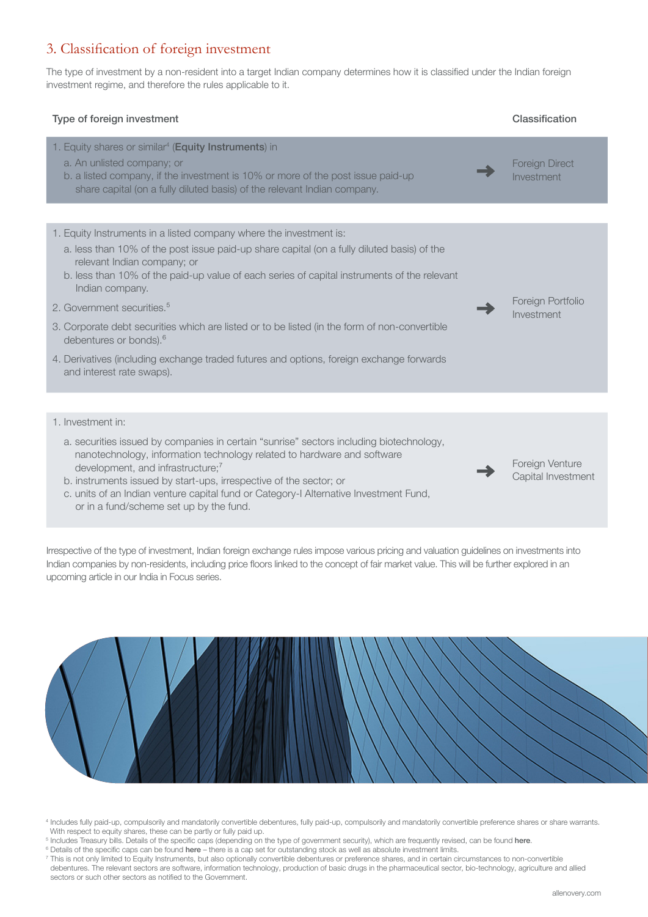## 3. Classification of foreign investment

The type of investment by a non-resident into a target Indian company determines how it is classified under the Indian foreign investment regime, and therefore the rules applicable to it.

| Type of foreign investment | Classification |
|---|---|
| 1. Equity shares or similar[4] (**Equity Instruments**) in<br>a. An unlisted company; or<br>b. a listed company, if the investment is 10% or more of the post issue paid-up share capital (on a fully diluted basis) of the relevant Indian company. | Foreign Direct Investment |
| 1. Equity Instruments in a listed company where the investment is:<br>a. less than 10% of the post issue paid-up share capital (on a fully diluted basis) of the relevant Indian company; or<br>b. less than 10% of the paid-up value of each series of capital instruments of the relevant Indian company.<br>2. Government securities.[5]<br>3. Corporate debt securities which are listed or to be listed (in the form of non-convertible debentures or bonds).[6]<br>4. Derivatives (including exchange traded futures and options, foreign exchange forwards and interest rate swaps). | Foreign Portfolio Investment |
| 1. Investment in:<br>a. securities issued by companies in certain "sunrise" sectors including biotechnology, nanotechnology, information technology related to hardware and software development, and infrastructure;[7]<br>b. instruments issued by start-ups, irrespective of the sector; or<br>c. units of an Indian venture capital fund or Category-I Alternative Investment Fund, or in a fund/scheme set up by the fund. | Foreign Venture Capital Investment |

Irrespective of the type of investment, Indian foreign exchange rules impose various pricing and valuation guidelines on investments into Indian companies by non-residents, including price floors linked to the concept of fair market value. This will be further explored in an upcoming article in our India in Focus series.

[4] Includes fully paid-up, compulsorily and mandatorily convertible debentures, fully paid-up, compulsorily and mandatorily convertible preference shares or share warrants. With respect to equity shares, these can be partly or fully paid up.
[5] Includes Treasury bills. Details of the specific caps (depending on the type of government security), which are frequently revised, can be found **here**.
[6] Details of the specific caps can be found **here** – there is a cap set for outstanding stock as well as absolute investment limits.
[7] This is not only limited to Equity Instruments, but also optionally convertible debentures or preference shares, and in certain circumstances to non-convertible debentures. The relevant sectors are software, information technology, production of basic drugs in the pharmaceutical sector, bio-technology, agriculture and allied sectors or such other sectors as notified to the Government.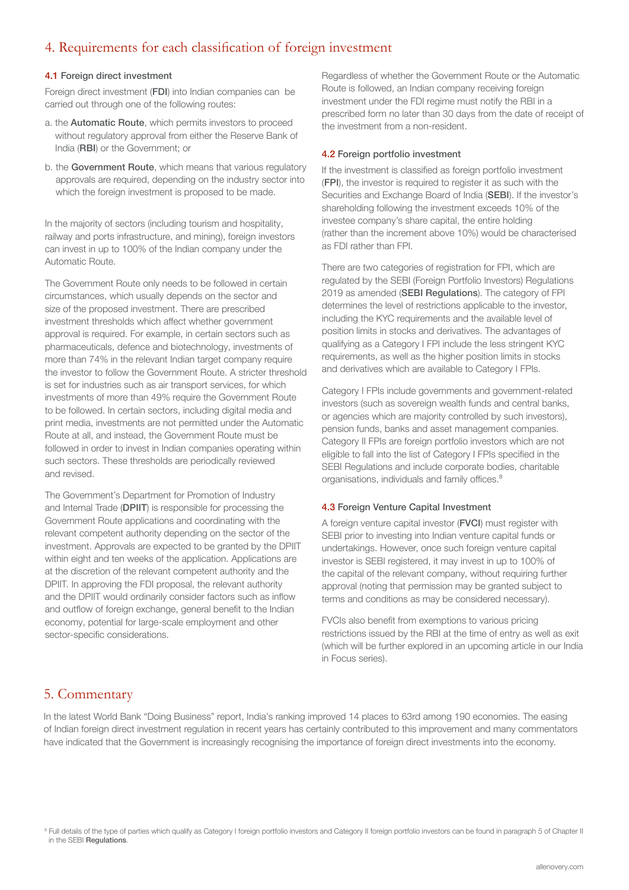## 4. Requirements for each classification of foreign investment

### 4.1 Foreign direct investment

Foreign direct investment (**FDI**) into Indian companies can be carried out through one of the following routes:

a. the **Automatic Route**, which permits investors to proceed without regulatory approval from either the Reserve Bank of India (**RBI**) or the Government; or

b. the **Government Route**, which means that various regulatory approvals are required, depending on the industry sector into which the foreign investment is proposed to be made.

In the majority of sectors (including tourism and hospitality, railway and ports infrastructure, and mining), foreign investors can invest in up to 100% of the Indian company under the Automatic Route.

The Government Route only needs to be followed in certain circumstances, which usually depends on the sector and size of the proposed investment. There are prescribed investment thresholds which affect whether government approval is required. For example, in certain sectors such as pharmaceuticals, defence and biotechnology, investments of more than 74% in the relevant Indian target company require the investor to follow the Government Route. A stricter threshold is set for industries such as air transport services, for which investments of more than 49% require the Government Route to be followed. In certain sectors, including digital media and print media, investments are not permitted under the Automatic Route at all, and instead, the Government Route must be followed in order to invest in Indian companies operating within such sectors. These thresholds are periodically reviewed and revised.

The Government's Department for Promotion of Industry and Internal Trade (**DPIIT**) is responsible for processing the Government Route applications and coordinating with the relevant competent authority depending on the sector of the investment. Approvals are expected to be granted by the DPIIT within eight and ten weeks of the application. Applications are at the discretion of the relevant competent authority and the DPIIT. In approving the FDI proposal, the relevant authority and the DPIIT would ordinarily consider factors such as inflow and outflow of foreign exchange, general benefit to the Indian economy, potential for large-scale employment and other sector-specific considerations.

Regardless of whether the Government Route or the Automatic Route is followed, an Indian company receiving foreign investment under the FDI regime must notify the RBI in a prescribed form no later than 30 days from the date of receipt of the investment from a non-resident.

### 4.2 Foreign portfolio investment

If the investment is classified as foreign portfolio investment (**FPI**), the investor is required to register it as such with the Securities and Exchange Board of India (**SEBI**). If the investor's shareholding following the investment exceeds 10% of the investee company's share capital, the entire holding (rather than the increment above 10%) would be characterised as FDI rather than FPI.

There are two categories of registration for FPI, which are regulated by the SEBI (Foreign Portfolio Investors) Regulations 2019 as amended (**SEBI Regulations**). The category of FPI determines the level of restrictions applicable to the investor, including the KYC requirements and the available level of position limits in stocks and derivatives. The advantages of qualifying as a Category I FPI include the less stringent KYC requirements, as well as the higher position limits in stocks and derivatives which are available to Category I FPIs.

Category I FPIs include governments and government-related investors (such as sovereign wealth funds and central banks, or agencies which are majority controlled by such investors), pension funds, banks and asset management companies. Category II FPIs are foreign portfolio investors which are not eligible to fall into the list of Category I FPIs specified in the SEBI Regulations and include corporate bodies, charitable organisations, individuals and family offices.[8]

### 4.3 Foreign Venture Capital Investment

A foreign venture capital investor (**FVCI**) must register with SEBI prior to investing into Indian venture capital funds or undertakings. However, once such foreign venture capital investor is SEBI registered, it may invest in up to 100% of the capital of the relevant company, without requiring further approval (noting that permission may be granted subject to terms and conditions as may be considered necessary).

FVCIs also benefit from exemptions to various pricing restrictions issued by the RBI at the time of entry as well as exit (which will be further explored in an upcoming article in our India in Focus series).

## 5. Commentary

In the latest World Bank "Doing Business" report, India's ranking improved 14 places to 63rd among 190 economies. The easing of Indian foreign direct investment regulation in recent years has certainly contributed to this improvement and many commentators have indicated that the Government is increasingly recognising the importance of foreign direct investments into the economy.

[8] Full details of the type of parties which qualify as Category I foreign portfolio investors and Category II foreign portfolio investors can be found in paragraph 5 of Chapter II in the SEBI **Regulations**.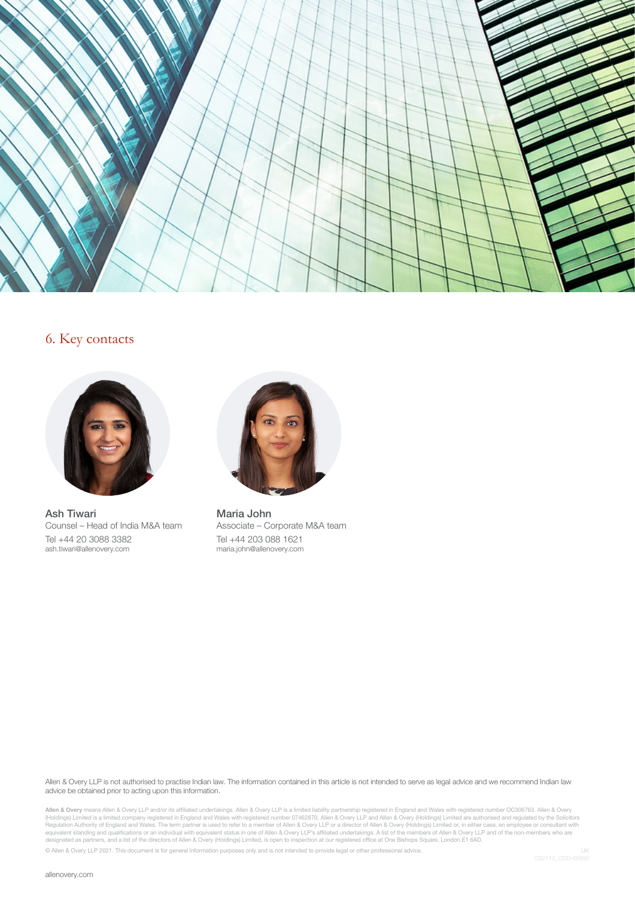## 6. Key contacts

**Ash Tiwari**
Counsel – Head of India M&A team
Tel +44 20 3088 3382
ash.tiwari@allenovery.com

**Maria John**
Associate – Corporate M&A team
Tel +44 203 088 1621
maria.john@allenovery.com

Allen & Overy LLP is not authorised to practise Indian law. The information contained in this article is not intended to serve as legal advice and we recommend Indian law advice be obtained prior to acting upon this information.

**Allen & Overy** means Allen & Overy LLP and/or its affiliated undertakings. Allen & Overy LLP is a limited liability partnership registered in England and Wales with registered number OC306763. Allen & Overy (Holdings) Limited is a limited company registered in England and Wales with registered number 07462870. Allen & Overy LLP and Allen & Overy (Holdings) Limited are authorised and regulated by the Solicitors Regulation Authority of England and Wales. The term partner is used to refer to a member of Allen & Overy LLP or a director of Allen & Overy (Holdings) Limited or, in either case, an employee or consultant with equivalent standing and qualifications or an individual with equivalent status in one of Allen & Overy LLP's affiliated undertakings. A list of the members of Allen & Overy LLP and of the non-members who are designated as partners, and a list of the directors of Allen & Overy (Holdings) Limited, is open to inspection at our registered office at One Bishops Square, London E1 6AD.

© Allen & Overy LLP 2021. This document is for general information purposes only and is not intended to provide legal or other professional advice.

UK
CS2112_CDD-66890

allenovery.com